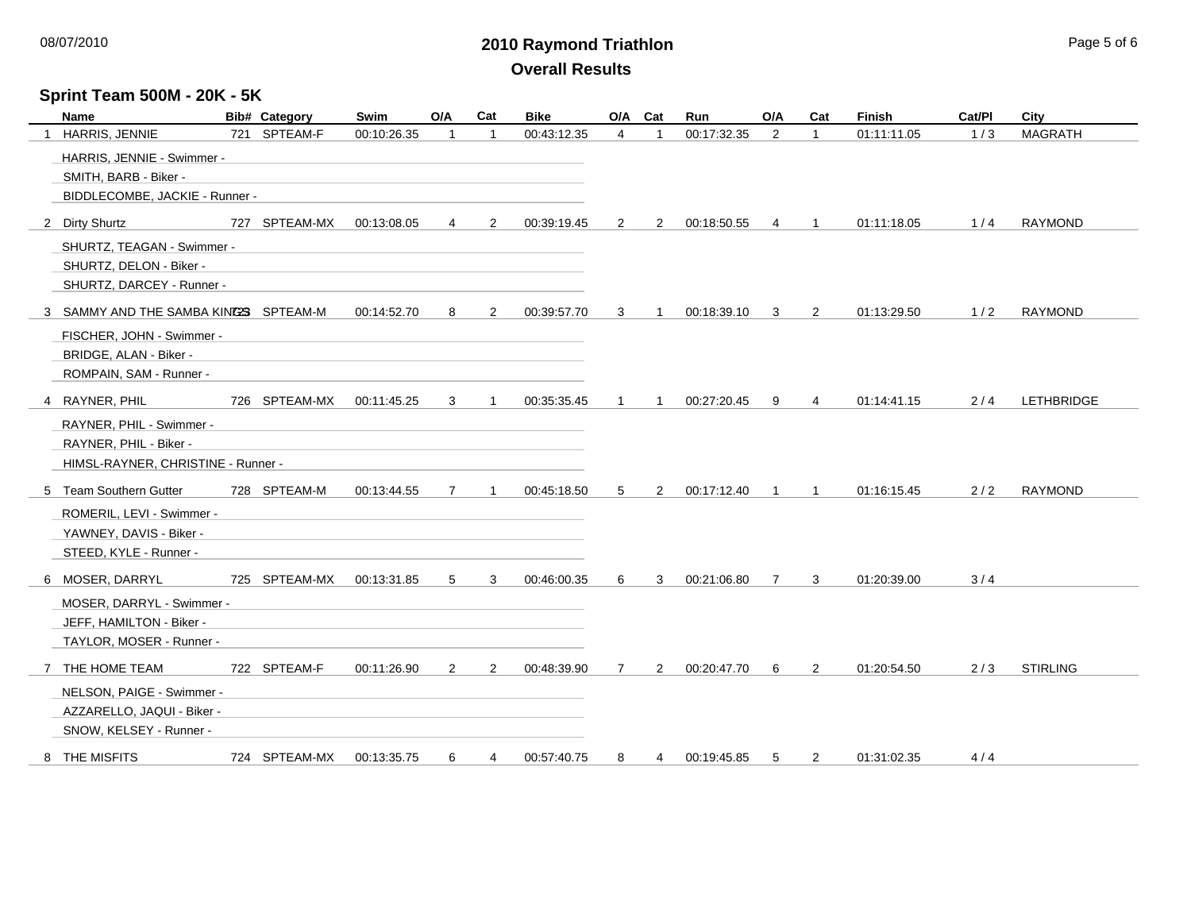# 2010 Raymond Triathlon

## Overall Results

### Sprint Team 500M - 20K - 5K

| | Name | Bib# | Category | Swim | O/A | Cat | Bike | O/A | Cat | Run | O/A | Cat | Finish | Cat/Pl | City |
|---|---|---|---|---|---|---|---|---|---|---|---|---|---|---|---|
| 1 | HARRIS, JENNIE | 721 | SPTEAM-F | 00:10:26.35 | 1 | 1 | 00:43:12.35 | 4 | 1 | 00:17:32.35 | 2 | 1 | 01:11:11.05 | 1 / 3 | MAGRATH |
| | HARRIS, JENNIE - Swimmer - | | | | | | | | | | | | | | |
| | SMITH, BARB - Biker - | | | | | | | | | | | | | | |
| | BIDDLECOMBE, JACKIE - Runner - | | | | | | | | | | | | | | |
| 2 | Dirty Shurtz | 727 | SPTEAM-MX | 00:13:08.05 | 4 | 2 | 00:39:19.45 | 2 | 2 | 00:18:50.55 | 4 | 1 | 01:11:18.05 | 1 / 4 | RAYMOND |
| | SHURTZ, TEAGAN - Swimmer - | | | | | | | | | | | | | | |
| | SHURTZ, DELON - Biker - | | | | | | | | | | | | | | |
| | SHURTZ, DARCEY - Runner - | | | | | | | | | | | | | | |
| 3 | SAMMY AND THE SAMBA KINGS | 723 | SPTEAM-M | 00:14:52.70 | 8 | 2 | 00:39:57.70 | 3 | 1 | 00:18:39.10 | 3 | 2 | 01:13:29.50 | 1 / 2 | RAYMOND |
| | FISCHER, JOHN - Swimmer - | | | | | | | | | | | | | | |
| | BRIDGE, ALAN - Biker - | | | | | | | | | | | | | | |
| | ROMPAIN, SAM - Runner - | | | | | | | | | | | | | | |
| 4 | RAYNER, PHIL | 726 | SPTEAM-MX | 00:11:45.25 | 3 | 1 | 00:35:35.45 | 1 | 1 | 00:27:20.45 | 9 | 4 | 01:14:41.15 | 2 / 4 | LETHBRIDGE |
| | RAYNER, PHIL - Swimmer - | | | | | | | | | | | | | | |
| | RAYNER, PHIL - Biker - | | | | | | | | | | | | | | |
| | HIMSL-RAYNER, CHRISTINE - Runner - | | | | | | | | | | | | | | |
| 5 | Team Southern Gutter | 728 | SPTEAM-M | 00:13:44.55 | 7 | 1 | 00:45:18.50 | 5 | 2 | 00:17:12.40 | 1 | 1 | 01:16:15.45 | 2 / 2 | RAYMOND |
| | ROMERIL, LEVI - Swimmer - | | | | | | | | | | | | | | |
| | YAWNEY, DAVIS - Biker - | | | | | | | | | | | | | | |
| | STEED, KYLE - Runner - | | | | | | | | | | | | | | |
| 6 | MOSER, DARRYL | 725 | SPTEAM-MX | 00:13:31.85 | 5 | 3 | 00:46:00.35 | 6 | 3 | 00:21:06.80 | 7 | 3 | 01:20:39.00 | 3 / 4 | |
| | MOSER, DARRYL - Swimmer - | | | | | | | | | | | | | | |
| | JEFF, HAMILTON - Biker - | | | | | | | | | | | | | | |
| | TAYLOR, MOSER - Runner - | | | | | | | | | | | | | | |
| 7 | THE HOME TEAM | 722 | SPTEAM-F | 00:11:26.90 | 2 | 2 | 00:48:39.90 | 7 | 2 | 00:20:47.70 | 6 | 2 | 01:20:54.50 | 2 / 3 | STIRLING |
| | NELSON, PAIGE - Swimmer - | | | | | | | | | | | | | | |
| | AZZARELLO, JAQUI - Biker - | | | | | | | | | | | | | | |
| | SNOW, KELSEY - Runner - | | | | | | | | | | | | | | |
| 8 | THE MISFITS | 724 | SPTEAM-MX | 00:13:35.75 | 6 | 4 | 00:57:40.75 | 8 | 4 | 00:19:45.85 | 5 | 2 | 01:31:02.35 | 4 / 4 | |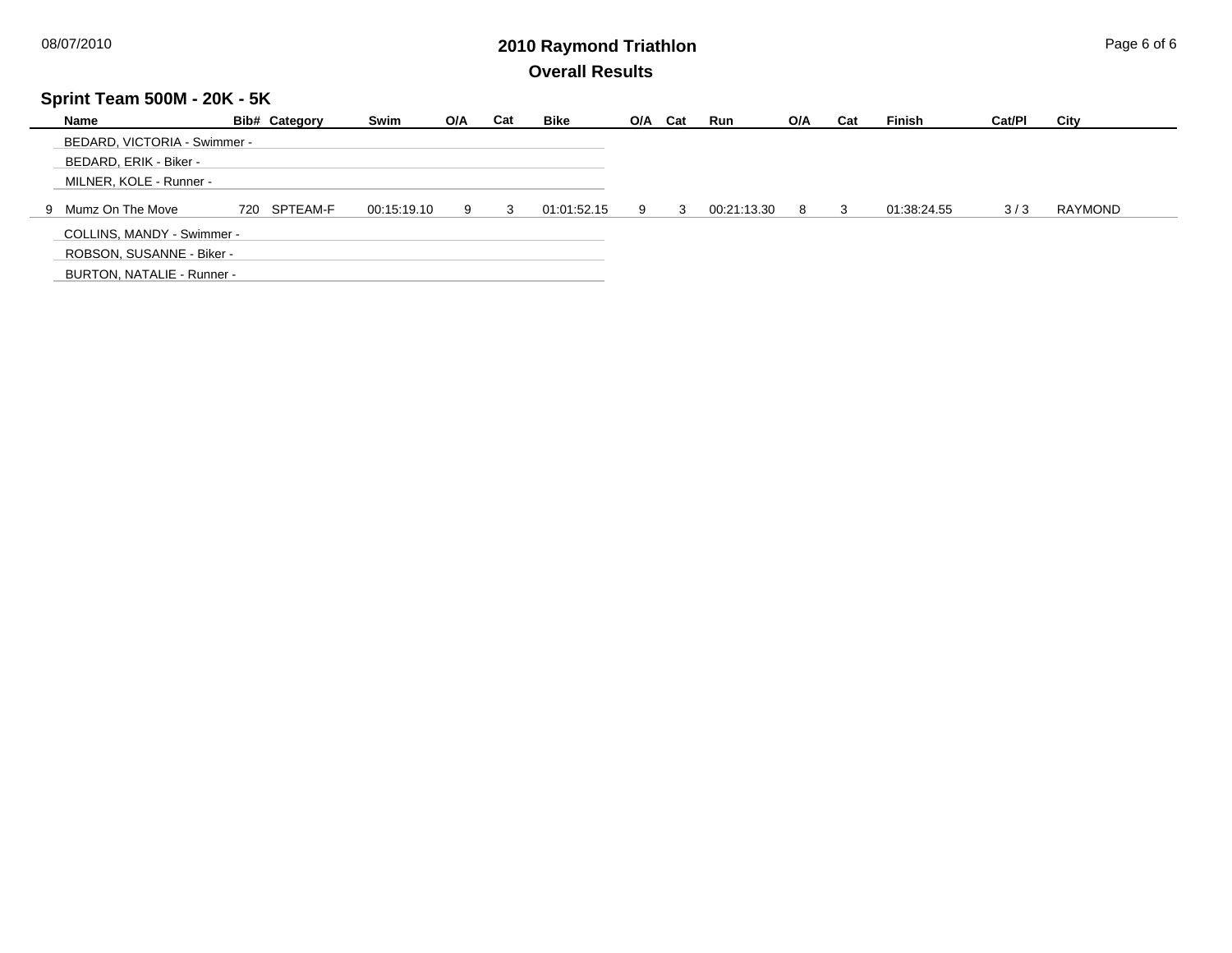## Sprint Team 500M - 20K - 5K

| | Name | Bib# | Category | Swim | O/A | Cat | Bike | O/A | Cat | Run | O/A | Cat | Finish | Cat/Pl | City |
|---|---|---|---|---|---|---|---|---|---|---|---|---|---|---|---|
| | BEDARD, VICTORIA - Swimmer - | | | | | | | | | | | | | | |
| | BEDARD, ERIK - Biker - | | | | | | | | | | | | | | |
| | MILNER, KOLE - Runner - | | | | | | | | | | | | | | |
| 9 | Mumz On The Move | 720 | SPTEAM-F | 00:15:19.10 | 9 | 3 | 01:01:52.15 | 9 | 3 | 00:21:13.30 | 8 | 3 | 01:38:24.55 | 3 / 3 | RAYMOND |
| | COLLINS, MANDY - Swimmer - | | | | | | | | | | | | | | |
| | ROBSON, SUSANNE - Biker - | | | | | | | | | | | | | | |
| | BURTON, NATALIE - Runner - | | | | | | | | | | | | | | |